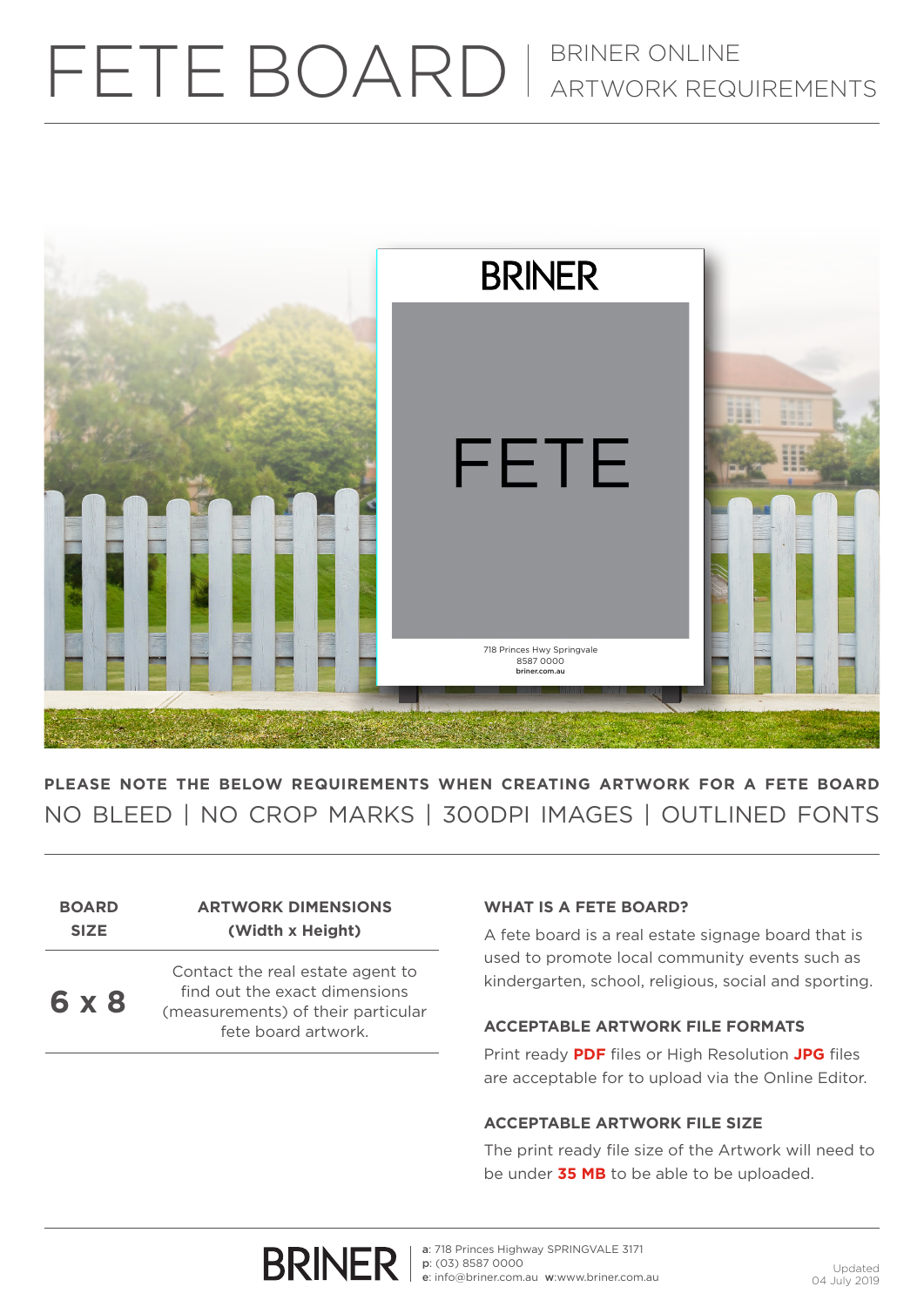# FETE BOARD | BRINER ONLINE ARTWORK REQUIREMENTS

**PLEASE NOTE THE BELOW REQUIREMENTS WHEN CREATING ARTWORK FOR A FETE BOARD**

NO BLEED | NO CROP MARKS | 300DPI IMAGES | OUTLINED FONTS

| BOARD SIZE | ARTWORK DIMENSIONS (Width x Height) |
|---|---|
| **6 x 8** | Contact the real estate agent to find out the exact dimensions (measurements) of their particular fete board artwork. |

### WHAT IS A FETE BOARD?

A fete board is a real estate signage board that is used to promote local community events such as kindergarten, school, religious, social and sporting.

### ACCEPTABLE ARTWORK FILE FORMATS

Print ready **PDF** files or High Resolution **JPG** files are acceptable for to upload via the Online Editor.

### ACCEPTABLE ARTWORK FILE SIZE

The print ready file size of the Artwork will need to be under **35 MB** to be able to be uploaded.

BRINER | a: 718 Princes Highway SPRINGVALE 3171
p: (03) 8587 0000
e: info@briner.com.au w:www.briner.com.au

Updated 04 July 2019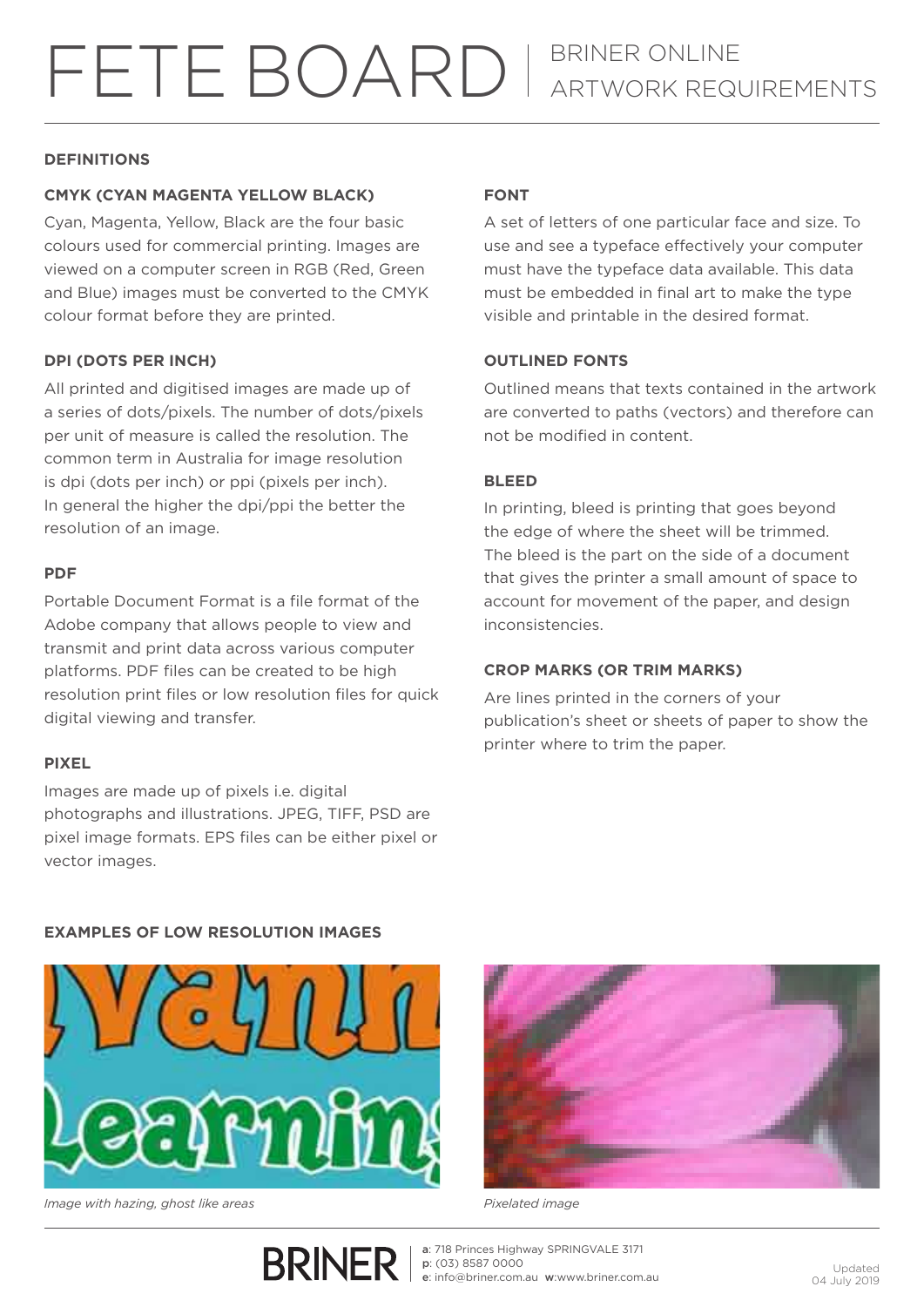# FETE BOARD | BRINER ONLINE ARTWORK REQUIREMENTS

## DEFINITIONS

### CMYK (CYAN MAGENTA YELLOW BLACK)

Cyan, Magenta, Yellow, Black are the four basic colours used for commercial printing. Images are viewed on a computer screen in RGB (Red, Green and Blue) images must be converted to the CMYK colour format before they are printed.

### DPI (DOTS PER INCH)

All printed and digitised images are made up of a series of dots/pixels. The number of dots/pixels per unit of measure is called the resolution. The common term in Australia for image resolution is dpi (dots per inch) or ppi (pixels per inch). In general the higher the dpi/ppi the better the resolution of an image.

### PDF

Portable Document Format is a file format of the Adobe company that allows people to view and transmit and print data across various computer platforms. PDF files can be created to be high resolution print files or low resolution files for quick digital viewing and transfer.

### PIXEL

Images are made up of pixels i.e. digital photographs and illustrations. JPEG, TIFF, PSD are pixel image formats. EPS files can be either pixel or vector images.

### FONT

A set of letters of one particular face and size. To use and see a typeface effectively your computer must have the typeface data available. This data must be embedded in final art to make the type visible and printable in the desired format.

### OUTLINED FONTS

Outlined means that texts contained in the artwork are converted to paths (vectors) and therefore can not be modified in content.

### BLEED

In printing, bleed is printing that goes beyond the edge of where the sheet will be trimmed. The bleed is the part on the side of a document that gives the printer a small amount of space to account for movement of the paper, and design inconsistencies.

### CROP MARKS (OR TRIM MARKS)

Are lines printed in the corners of your publication's sheet or sheets of paper to show the printer where to trim the paper.

## EXAMPLES OF LOW RESOLUTION IMAGES

*Image with hazing, ghost like areas*

*Pixelated image*

BRINER
a: 718 Princes Highway SPRINGVALE 3171
p: (03) 8587 0000
e: info@briner.com.au w:www.briner.com.au

Updated 04 July 2019